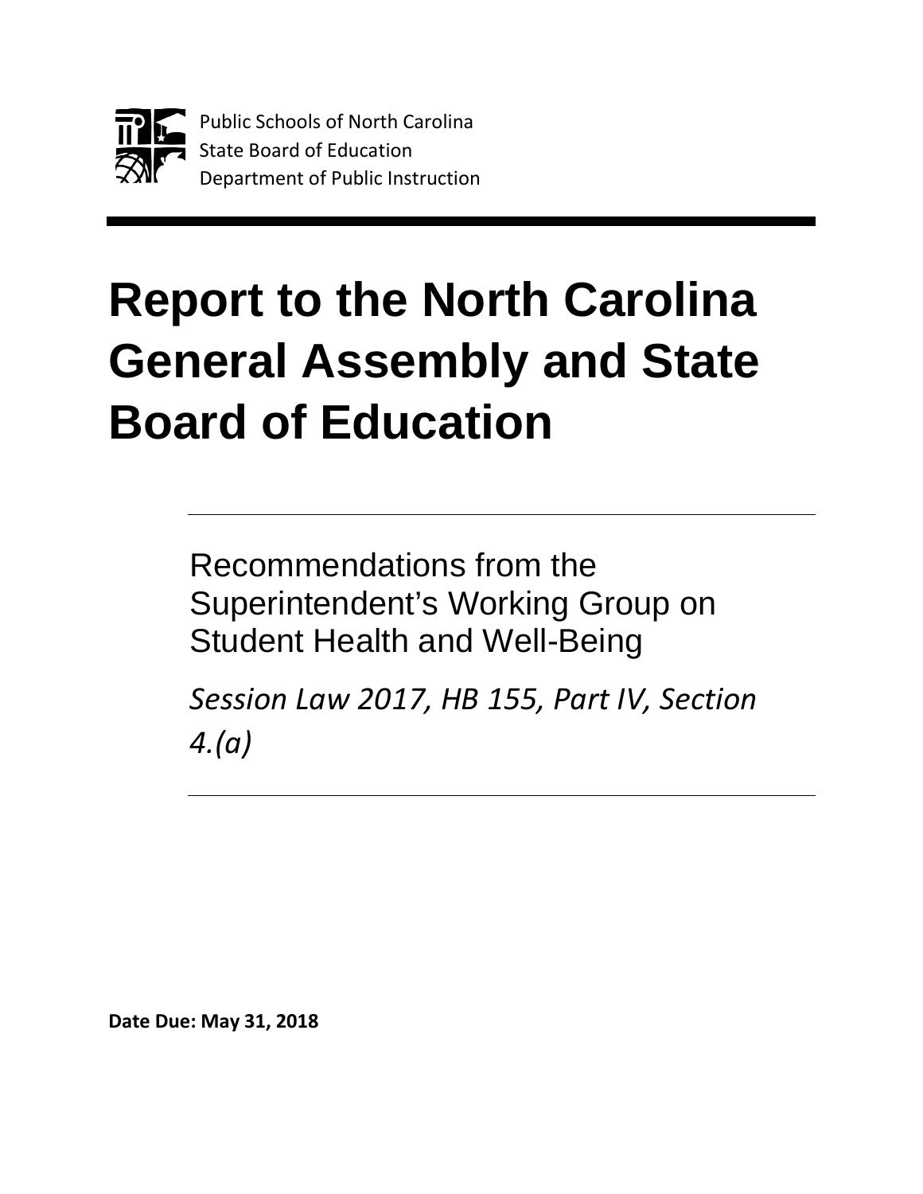Public Schools of North Carolina
State Board of Education
Department of Public Instruction

# Report to the North Carolina General Assembly and State Board of Education

---

## Recommendations from the Superintendent's Working Group on Student Health and Well-Being

*Session Law 2017, HB 155, Part IV, Section 4.(a)*

---

**Date Due: May 31, 2018**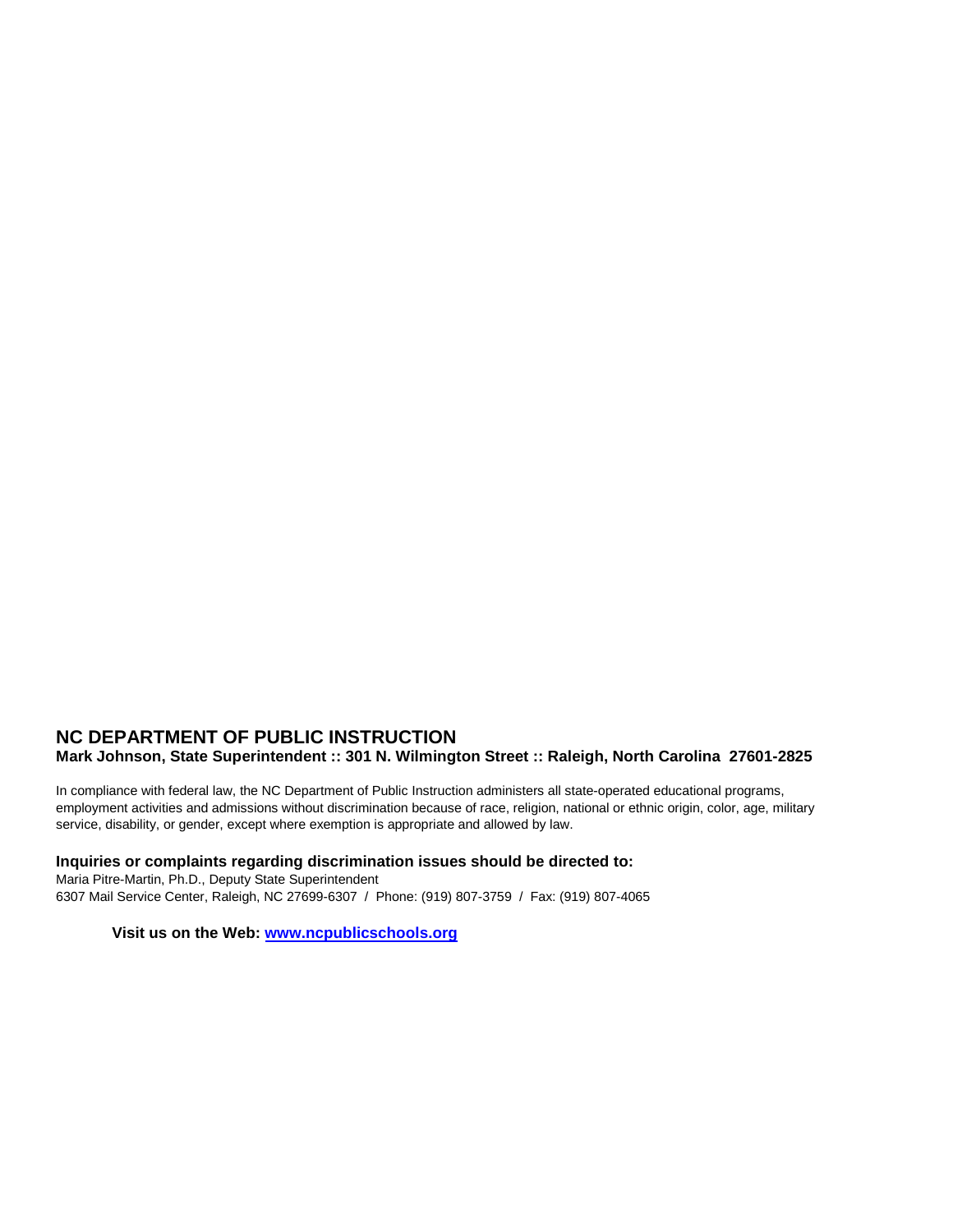## NC DEPARTMENT OF PUBLIC INSTRUCTION

**Mark Johnson, State Superintendent :: 301 N. Wilmington Street :: Raleigh, North Carolina 27601-2825**

In compliance with federal law, the NC Department of Public Instruction administers all state-operated educational programs, employment activities and admissions without discrimination because of race, religion, national or ethnic origin, color, age, military service, disability, or gender, except where exemption is appropriate and allowed by law.

**Inquiries or complaints regarding discrimination issues should be directed to:**

Maria Pitre-Martin, Ph.D., Deputy State Superintendent
6307 Mail Service Center, Raleigh, NC 27699-6307 / Phone: (919) 807-3759 / Fax: (919) 807-4065

**Visit us on the Web: [www.ncpublicschools.org](http://www.ncpublicschools.org)**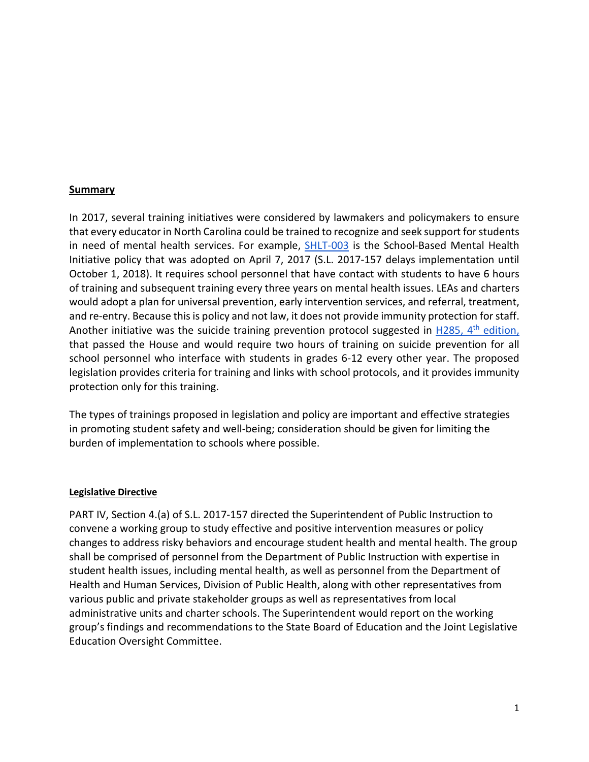**Summary**

In 2017, several training initiatives were considered by lawmakers and policymakers to ensure that every educator in North Carolina could be trained to recognize and seek support for students in need of mental health services. For example, SHLT-003 is the School-Based Mental Health Initiative policy that was adopted on April 7, 2017 (S.L. 2017-157 delays implementation until October 1, 2018). It requires school personnel that have contact with students to have 6 hours of training and subsequent training every three years on mental health issues. LEAs and charters would adopt a plan for universal prevention, early intervention services, and referral, treatment, and re-entry. Because this is policy and not law, it does not provide immunity protection for staff. Another initiative was the suicide training prevention protocol suggested in H285, 4th edition, that passed the House and would require two hours of training on suicide prevention for all school personnel who interface with students in grades 6-12 every other year. The proposed legislation provides criteria for training and links with school protocols, and it provides immunity protection only for this training.

The types of trainings proposed in legislation and policy are important and effective strategies in promoting student safety and well-being; consideration should be given for limiting the burden of implementation to schools where possible.

**Legislative Directive**

PART IV, Section 4.(a) of S.L. 2017-157 directed the Superintendent of Public Instruction to convene a working group to study effective and positive intervention measures or policy changes to address risky behaviors and encourage student health and mental health. The group shall be comprised of personnel from the Department of Public Instruction with expertise in student health issues, including mental health, as well as personnel from the Department of Health and Human Services, Division of Public Health, along with other representatives from various public and private stakeholder groups as well as representatives from local administrative units and charter schools. The Superintendent would report on the working group's findings and recommendations to the State Board of Education and the Joint Legislative Education Oversight Committee.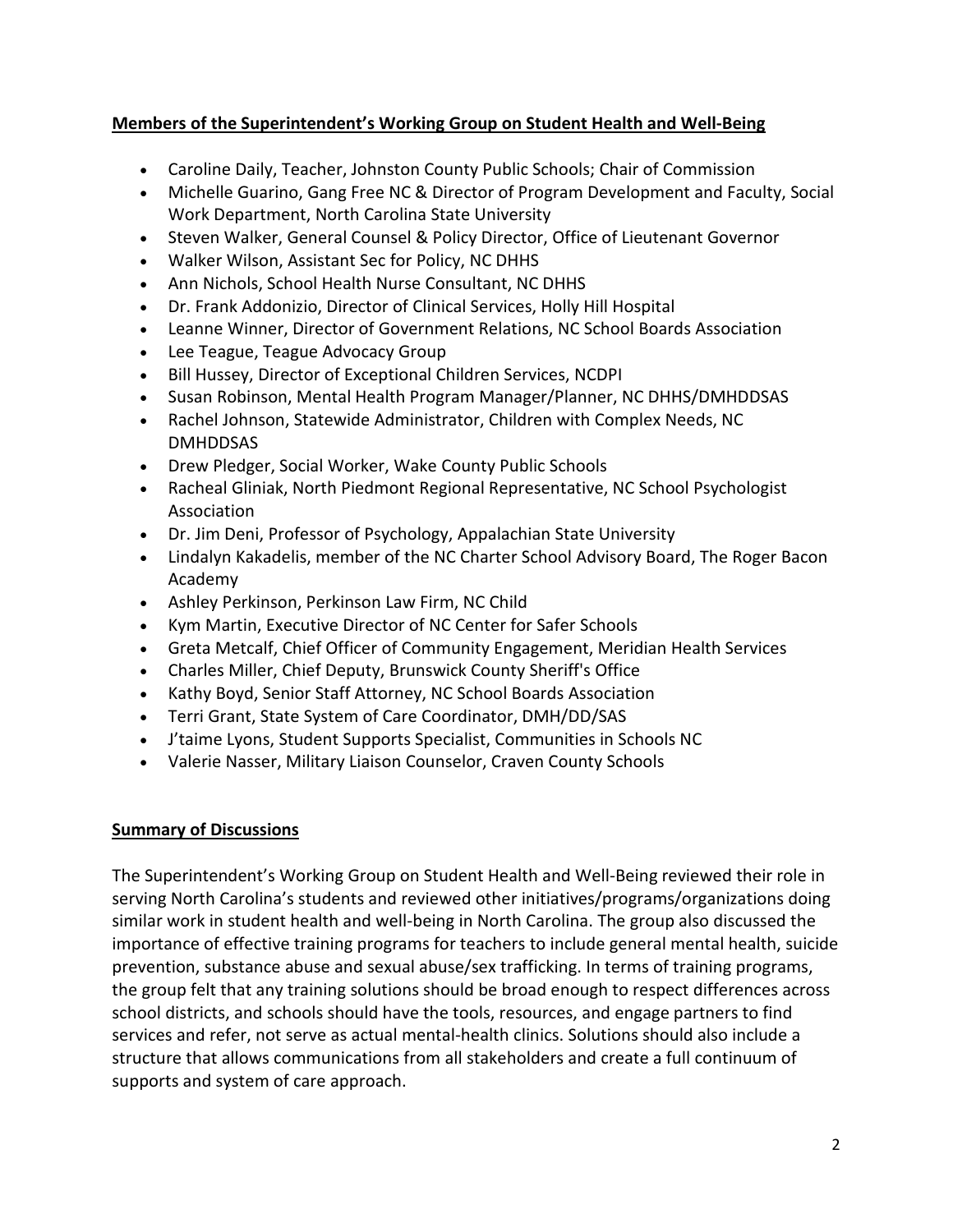**Members of the Superintendent's Working Group on Student Health and Well-Being**

- Caroline Daily, Teacher, Johnston County Public Schools; Chair of Commission
- Michelle Guarino, Gang Free NC & Director of Program Development and Faculty, Social Work Department, North Carolina State University
- Steven Walker, General Counsel & Policy Director, Office of Lieutenant Governor
- Walker Wilson, Assistant Sec for Policy, NC DHHS
- Ann Nichols, School Health Nurse Consultant, NC DHHS
- Dr. Frank Addonizio, Director of Clinical Services, Holly Hill Hospital
- Leanne Winner, Director of Government Relations, NC School Boards Association
- Lee Teague, Teague Advocacy Group
- Bill Hussey, Director of Exceptional Children Services, NCDPI
- Susan Robinson, Mental Health Program Manager/Planner, NC DHHS/DMHDDSAS
- Rachel Johnson, Statewide Administrator, Children with Complex Needs, NC DMHDDSAS
- Drew Pledger, Social Worker, Wake County Public Schools
- Racheal Gliniak, North Piedmont Regional Representative, NC School Psychologist Association
- Dr. Jim Deni, Professor of Psychology, Appalachian State University
- Lindalyn Kakadelis, member of the NC Charter School Advisory Board, The Roger Bacon Academy
- Ashley Perkinson, Perkinson Law Firm, NC Child
- Kym Martin, Executive Director of NC Center for Safer Schools
- Greta Metcalf, Chief Officer of Community Engagement, Meridian Health Services
- Charles Miller, Chief Deputy, Brunswick County Sheriff's Office
- Kathy Boyd, Senior Staff Attorney, NC School Boards Association
- Terri Grant, State System of Care Coordinator, DMH/DD/SAS
- J'taime Lyons, Student Supports Specialist, Communities in Schools NC
- Valerie Nasser, Military Liaison Counselor, Craven County Schools

**Summary of Discussions**

The Superintendent's Working Group on Student Health and Well-Being reviewed their role in serving North Carolina's students and reviewed other initiatives/programs/organizations doing similar work in student health and well-being in North Carolina. The group also discussed the importance of effective training programs for teachers to include general mental health, suicide prevention, substance abuse and sexual abuse/sex trafficking. In terms of training programs, the group felt that any training solutions should be broad enough to respect differences across school districts, and schools should have the tools, resources, and engage partners to find services and refer, not serve as actual mental-health clinics. Solutions should also include a structure that allows communications from all stakeholders and create a full continuum of supports and system of care approach.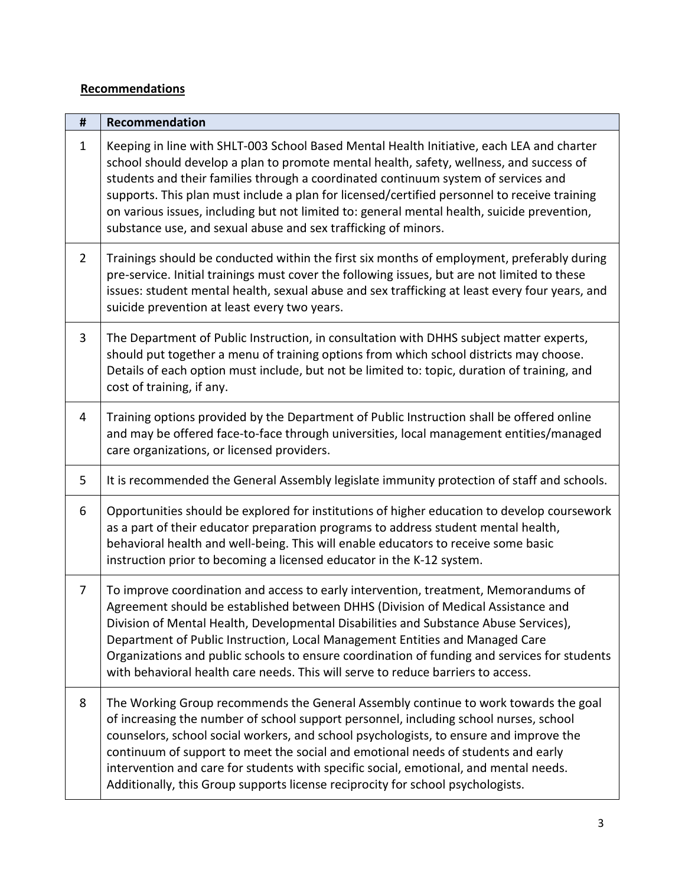**Recommendations**

| # | Recommendation |
|---|---|
| 1 | Keeping in line with SHLT-003 School Based Mental Health Initiative, each LEA and charter school should develop a plan to promote mental health, safety, wellness, and success of students and their families through a coordinated continuum system of services and supports. This plan must include a plan for licensed/certified personnel to receive training on various issues, including but not limited to: general mental health, suicide prevention, substance use, and sexual abuse and sex trafficking of minors. |
| 2 | Trainings should be conducted within the first six months of employment, preferably during pre-service. Initial trainings must cover the following issues, but are not limited to these issues: student mental health, sexual abuse and sex trafficking at least every four years, and suicide prevention at least every two years. |
| 3 | The Department of Public Instruction, in consultation with DHHS subject matter experts, should put together a menu of training options from which school districts may choose. Details of each option must include, but not be limited to: topic, duration of training, and cost of training, if any. |
| 4 | Training options provided by the Department of Public Instruction shall be offered online and may be offered face-to-face through universities, local management entities/managed care organizations, or licensed providers. |
| 5 | It is recommended the General Assembly legislate immunity protection of staff and schools. |
| 6 | Opportunities should be explored for institutions of higher education to develop coursework as a part of their educator preparation programs to address student mental health, behavioral health and well-being. This will enable educators to receive some basic instruction prior to becoming a licensed educator in the K-12 system. |
| 7 | To improve coordination and access to early intervention, treatment, Memorandums of Agreement should be established between DHHS (Division of Medical Assistance and Division of Mental Health, Developmental Disabilities and Substance Abuse Services), Department of Public Instruction, Local Management Entities and Managed Care Organizations and public schools to ensure coordination of funding and services for students with behavioral health care needs. This will serve to reduce barriers to access. |
| 8 | The Working Group recommends the General Assembly continue to work towards the goal of increasing the number of school support personnel, including school nurses, school counselors, school social workers, and school psychologists, to ensure and improve the continuum of support to meet the social and emotional needs of students and early intervention and care for students with specific social, emotional, and mental needs. Additionally, this Group supports license reciprocity for school psychologists. |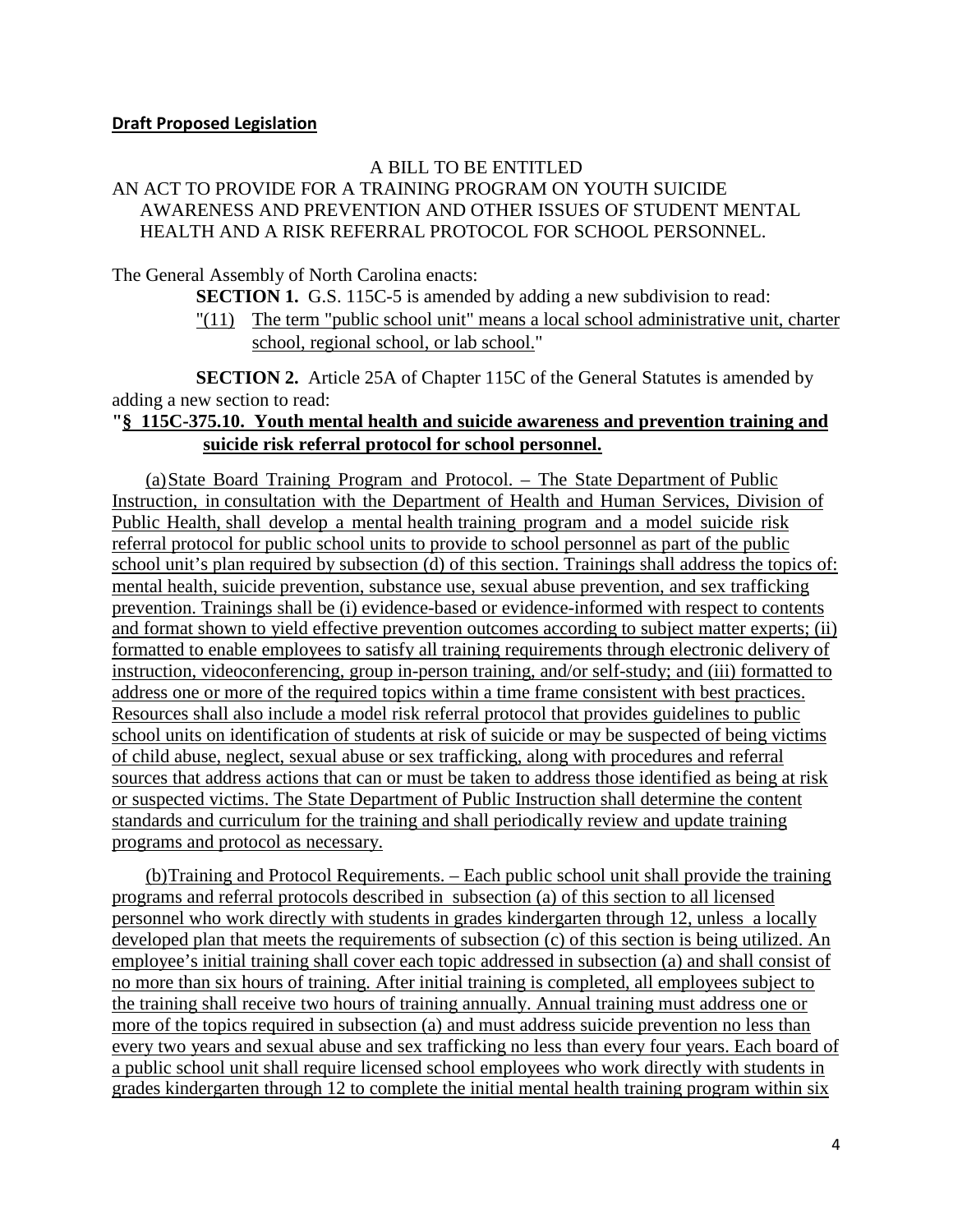**Draft Proposed Legislation**

A BILL TO BE ENTITLED

AN ACT TO PROVIDE FOR A TRAINING PROGRAM ON YOUTH SUICIDE AWARENESS AND PREVENTION AND OTHER ISSUES OF STUDENT MENTAL HEALTH AND A RISK REFERRAL PROTOCOL FOR SCHOOL PERSONNEL.

The General Assembly of North Carolina enacts:

**SECTION 1.** G.S. 115C-5 is amended by adding a new subdivision to read:

"(11) The term "public school unit" means a local school administrative unit, charter school, regional school, or lab school."

**SECTION 2.** Article 25A of Chapter 115C of the General Statutes is amended by adding a new section to read:

**"§ 115C-375.10. Youth mental health and suicide awareness and prevention training and suicide risk referral protocol for school personnel.**

(a) State Board Training Program and Protocol. – The State Department of Public Instruction, in consultation with the Department of Health and Human Services, Division of Public Health, shall develop a mental health training program and a model suicide risk referral protocol for public school units to provide to school personnel as part of the public school unit's plan required by subsection (d) of this section. Trainings shall address the topics of: mental health, suicide prevention, substance use, sexual abuse prevention, and sex trafficking prevention. Trainings shall be (i) evidence-based or evidence-informed with respect to contents and format shown to yield effective prevention outcomes according to subject matter experts; (ii) formatted to enable employees to satisfy all training requirements through electronic delivery of instruction, videoconferencing, group in-person training, and/or self-study; and (iii) formatted to address one or more of the required topics within a time frame consistent with best practices. Resources shall also include a model risk referral protocol that provides guidelines to public school units on identification of students at risk of suicide or may be suspected of being victims of child abuse, neglect, sexual abuse or sex trafficking, along with procedures and referral sources that address actions that can or must be taken to address those identified as being at risk or suspected victims. The State Department of Public Instruction shall determine the content standards and curriculum for the training and shall periodically review and update training programs and protocol as necessary.

(b) Training and Protocol Requirements. – Each public school unit shall provide the training programs and referral protocols described in subsection (a) of this section to all licensed personnel who work directly with students in grades kindergarten through 12, unless a locally developed plan that meets the requirements of subsection (c) of this section is being utilized. An employee's initial training shall cover each topic addressed in subsection (a) and shall consist of no more than six hours of training. After initial training is completed, all employees subject to the training shall receive two hours of training annually. Annual training must address one or more of the topics required in subsection (a) and must address suicide prevention no less than every two years and sexual abuse and sex trafficking no less than every four years. Each board of a public school unit shall require licensed school employees who work directly with students in grades kindergarten through 12 to complete the initial mental health training program within six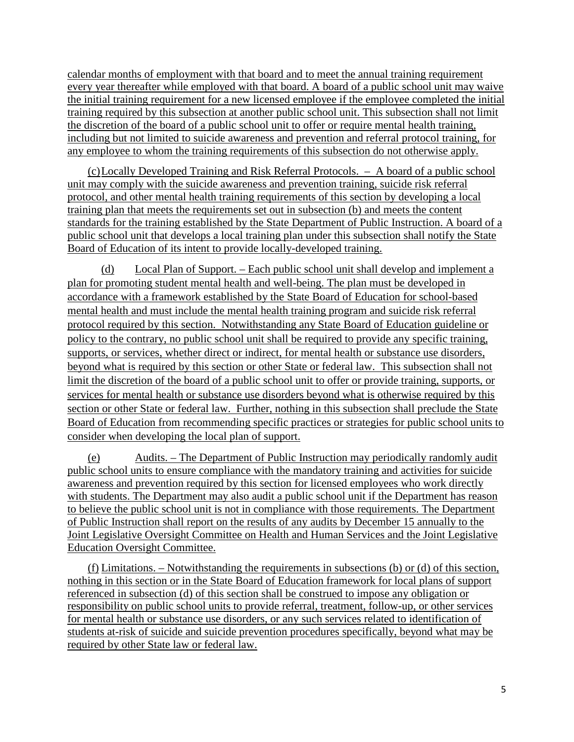calendar months of employment with that board and to meet the annual training requirement every year thereafter while employed with that board. A board of a public school unit may waive the initial training requirement for a new licensed employee if the employee completed the initial training required by this subsection at another public school unit. This subsection shall not limit the discretion of the board of a public school unit to offer or require mental health training, including but not limited to suicide awareness and prevention and referral protocol training, for any employee to whom the training requirements of this subsection do not otherwise apply.

(c) Locally Developed Training and Risk Referral Protocols. – A board of a public school unit may comply with the suicide awareness and prevention training, suicide risk referral protocol, and other mental health training requirements of this section by developing a local training plan that meets the requirements set out in subsection (b) and meets the content standards for the training established by the State Department of Public Instruction. A board of a public school unit that develops a local training plan under this subsection shall notify the State Board of Education of its intent to provide locally-developed training.

(d) Local Plan of Support. – Each public school unit shall develop and implement a plan for promoting student mental health and well-being. The plan must be developed in accordance with a framework established by the State Board of Education for school-based mental health and must include the mental health training program and suicide risk referral protocol required by this section. Notwithstanding any State Board of Education guideline or policy to the contrary, no public school unit shall be required to provide any specific training, supports, or services, whether direct or indirect, for mental health or substance use disorders, beyond what is required by this section or other State or federal law. This subsection shall not limit the discretion of the board of a public school unit to offer or provide training, supports, or services for mental health or substance use disorders beyond what is otherwise required by this section or other State or federal law. Further, nothing in this subsection shall preclude the State Board of Education from recommending specific practices or strategies for public school units to consider when developing the local plan of support.

(e) Audits. – The Department of Public Instruction may periodically randomly audit public school units to ensure compliance with the mandatory training and activities for suicide awareness and prevention required by this section for licensed employees who work directly with students. The Department may also audit a public school unit if the Department has reason to believe the public school unit is not in compliance with those requirements. The Department of Public Instruction shall report on the results of any audits by December 15 annually to the Joint Legislative Oversight Committee on Health and Human Services and the Joint Legislative Education Oversight Committee.

(f) Limitations. – Notwithstanding the requirements in subsections (b) or (d) of this section, nothing in this section or in the State Board of Education framework for local plans of support referenced in subsection (d) of this section shall be construed to impose any obligation or responsibility on public school units to provide referral, treatment, follow-up, or other services for mental health or substance use disorders, or any such services related to identification of students at-risk of suicide and suicide prevention procedures specifically, beyond what may be required by other State law or federal law.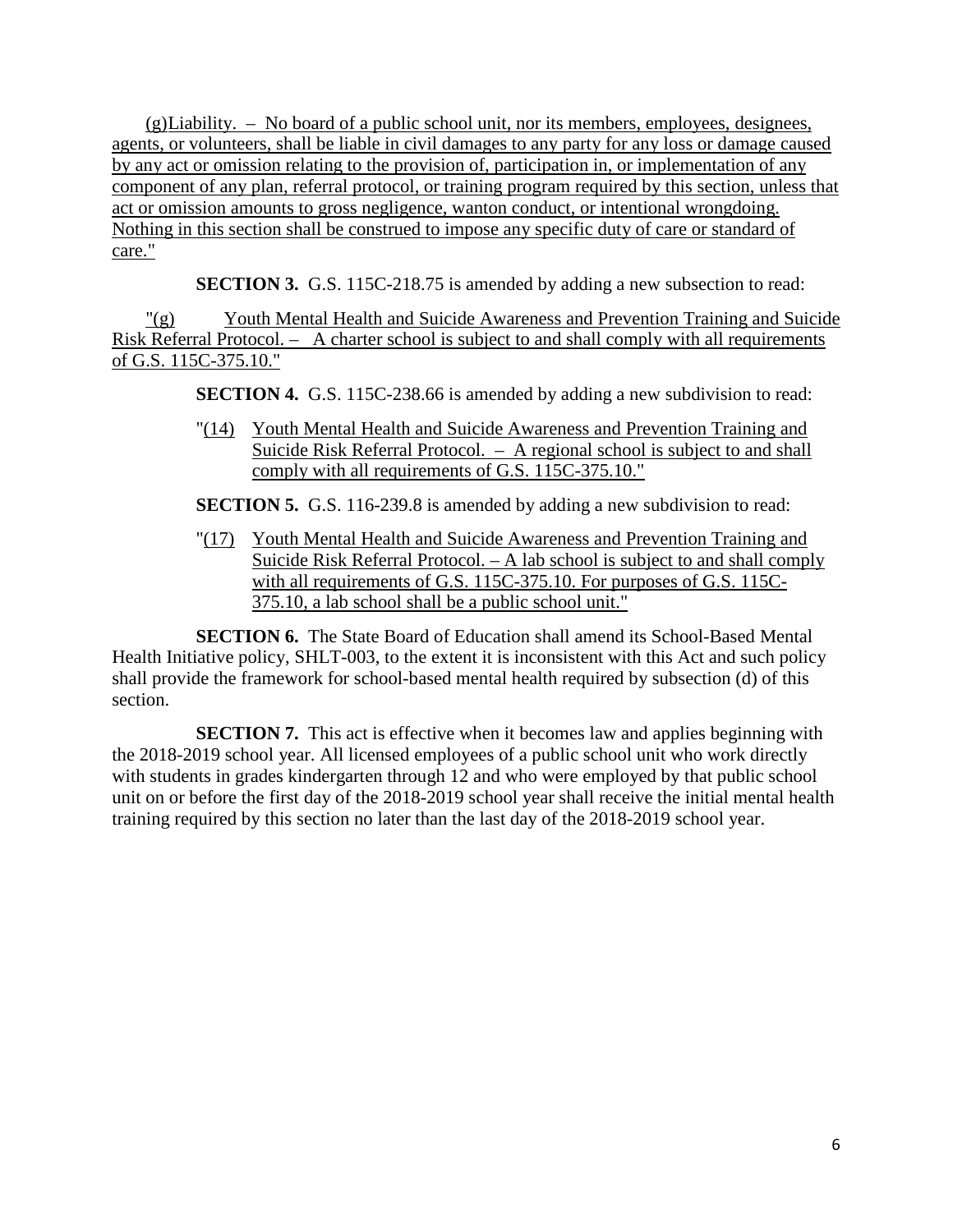(g)Liability. – No board of a public school unit, nor its members, employees, designees, agents, or volunteers, shall be liable in civil damages to any party for any loss or damage caused by any act or omission relating to the provision of, participation in, or implementation of any component of any plan, referral protocol, or training program required by this section, unless that act or omission amounts to gross negligence, wanton conduct, or intentional wrongdoing. Nothing in this section shall be construed to impose any specific duty of care or standard of care."

**SECTION 3.** G.S. 115C-218.75 is amended by adding a new subsection to read:

"(g) Youth Mental Health and Suicide Awareness and Prevention Training and Suicide Risk Referral Protocol. – A charter school is subject to and shall comply with all requirements of G.S. 115C-375.10."

**SECTION 4.** G.S. 115C-238.66 is amended by adding a new subdivision to read:

"(14) Youth Mental Health and Suicide Awareness and Prevention Training and Suicide Risk Referral Protocol. – A regional school is subject to and shall comply with all requirements of G.S. 115C-375.10."

**SECTION 5.** G.S. 116-239.8 is amended by adding a new subdivision to read:

"(17) Youth Mental Health and Suicide Awareness and Prevention Training and Suicide Risk Referral Protocol. – A lab school is subject to and shall comply with all requirements of G.S. 115C-375.10. For purposes of G.S. 115C-375.10, a lab school shall be a public school unit."

**SECTION 6.** The State Board of Education shall amend its School-Based Mental Health Initiative policy, SHLT-003, to the extent it is inconsistent with this Act and such policy shall provide the framework for school-based mental health required by subsection (d) of this section.

**SECTION 7.** This act is effective when it becomes law and applies beginning with the 2018-2019 school year. All licensed employees of a public school unit who work directly with students in grades kindergarten through 12 and who were employed by that public school unit on or before the first day of the 2018-2019 school year shall receive the initial mental health training required by this section no later than the last day of the 2018-2019 school year.